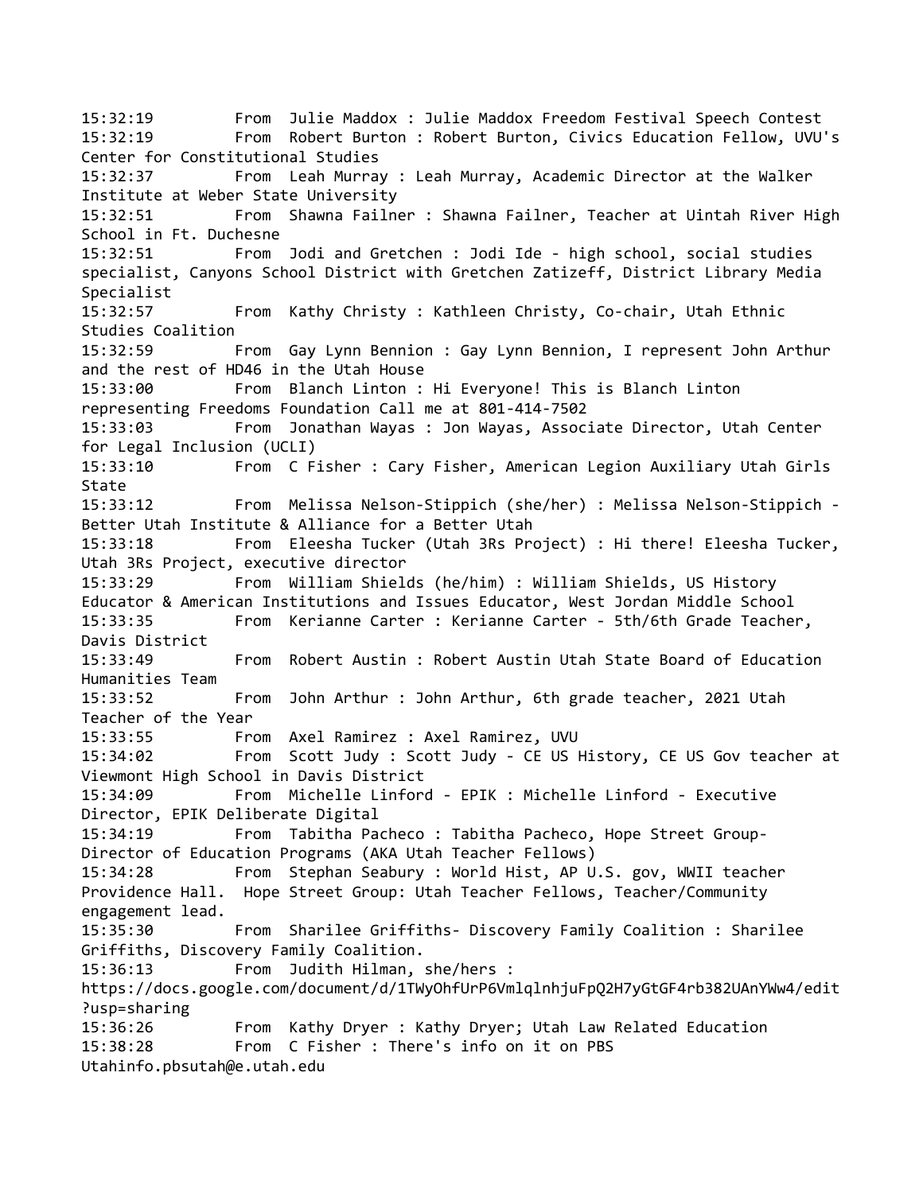15:32:19 From Julie Maddox : Julie Maddox Freedom Festival Speech Contest
15:32:19 From Robert Burton : Robert Burton, Civics Education Fellow, UVU's Center for Constitutional Studies
15:32:37 From Leah Murray : Leah Murray, Academic Director at the Walker Institute at Weber State University
15:32:51 From Shawna Failner : Shawna Failner, Teacher at Uintah River High School in Ft. Duchesne
15:32:51 From Jodi and Gretchen : Jodi Ide - high school, social studies specialist, Canyons School District with Gretchen Zatizeff, District Library Media Specialist
15:32:57 From Kathy Christy : Kathleen Christy, Co-chair, Utah Ethnic Studies Coalition
15:32:59 From Gay Lynn Bennion : Gay Lynn Bennion, I represent John Arthur and the rest of HD46 in the Utah House
15:33:00 From Blanch Linton : Hi Everyone! This is Blanch Linton representing Freedoms Foundation Call me at 801-414-7502
15:33:03 From Jonathan Wayas : Jon Wayas, Associate Director, Utah Center for Legal Inclusion (UCLI)
15:33:10 From C Fisher : Cary Fisher, American Legion Auxiliary Utah Girls State
15:33:12 From Melissa Nelson-Stippich (she/her) : Melissa Nelson-Stippich - Better Utah Institute & Alliance for a Better Utah
15:33:18 From Eleesha Tucker (Utah 3Rs Project) : Hi there! Eleesha Tucker, Utah 3Rs Project, executive director
15:33:29 From William Shields (he/him) : William Shields, US History Educator & American Institutions and Issues Educator, West Jordan Middle School
15:33:35 From Kerianne Carter : Kerianne Carter - 5th/6th Grade Teacher, Davis District
15:33:49 From Robert Austin : Robert Austin Utah State Board of Education Humanities Team
15:33:52 From John Arthur : John Arthur, 6th grade teacher, 2021 Utah Teacher of the Year
15:33:55 From Axel Ramirez : Axel Ramirez, UVU
15:34:02 From Scott Judy : Scott Judy - CE US History, CE US Gov teacher at Viewmont High School in Davis District
15:34:09 From Michelle Linford - EPIK : Michelle Linford - Executive Director, EPIK Deliberate Digital
15:34:19 From Tabitha Pacheco : Tabitha Pacheco, Hope Street Group- Director of Education Programs (AKA Utah Teacher Fellows)
15:34:28 From Stephan Seabury : World Hist, AP U.S. gov, WWII teacher Providence Hall. Hope Street Group: Utah Teacher Fellows, Teacher/Community engagement lead.
15:35:30 From Sharilee Griffiths- Discovery Family Coalition : Sharilee Griffiths, Discovery Family Coalition.
15:36:13 From Judith Hilman, she/hers : https://docs.google.com/document/d/1TWyOhfUrP6VmlqlnhjuFpQ2H7yGtGF4rb382UAnYWw4/edit?usp=sharing
15:36:26 From Kathy Dryer : Kathy Dryer; Utah Law Related Education
15:38:28 From C Fisher : There's info on it on PBS Utahinfo.pbsutah@e.utah.edu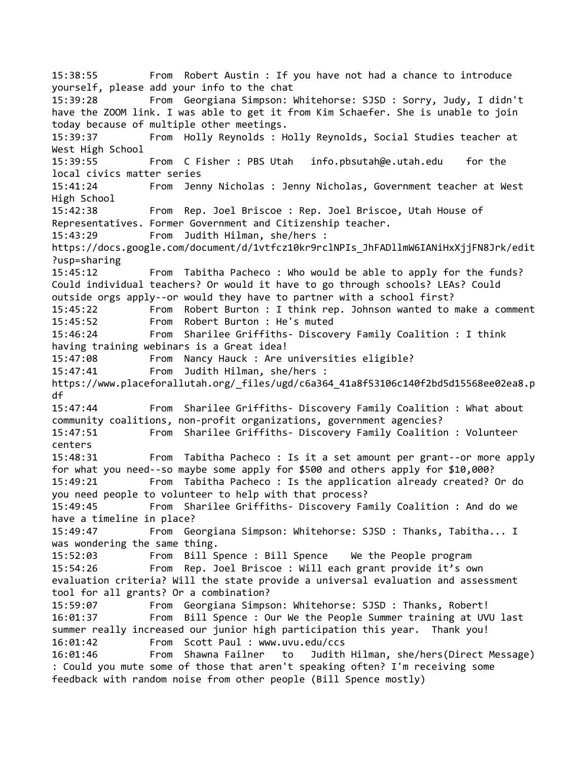15:38:55 From Robert Austin : If you have not had a chance to introduce yourself, please add your info to the chat

15:39:28 From Georgiana Simpson: Whitehorse: SJSD : Sorry, Judy, I didn't have the ZOOM link. I was able to get it from Kim Schaefer. She is unable to join today because of multiple other meetings.

15:39:37 From Holly Reynolds : Holly Reynolds, Social Studies teacher at West High School

15:39:55 From C Fisher : PBS Utah info.pbsutah@e.utah.edu for the local civics matter series

15:41:24 From Jenny Nicholas : Jenny Nicholas, Government teacher at West High School

15:42:38 From Rep. Joel Briscoe : Rep. Joel Briscoe, Utah House of Representatives. Former Government and Citizenship teacher.

15:43:29 From Judith Hilman, she/hers : https://docs.google.com/document/d/1vtfcz10kr9rclNPIs_JhFADllmW6IANiHxXjjFN8Jrk/edit?usp=sharing

15:45:12 From Tabitha Pacheco : Who would be able to apply for the funds? Could individual teachers? Or would it have to go through schools? LEAs? Could outside orgs apply--or would they have to partner with a school first?

15:45:22 From Robert Burton : I think rep. Johnson wanted to make a comment

15:45:52 From Robert Burton : He's muted

15:46:24 From Sharilee Griffiths- Discovery Family Coalition : I think having training webinars is a Great idea!

15:47:08 From Nancy Hauck : Are universities eligible?

15:47:41 From Judith Hilman, she/hers : https://www.placeforallutah.org/_files/ugd/c6a364_41a8f53106c140f2bd5d15568ee02ea8.pdf

15:47:44 From Sharilee Griffiths- Discovery Family Coalition : What about community coalitions, non-profit organizations, government agencies?

15:47:51 From Sharilee Griffiths- Discovery Family Coalition : Volunteer centers

15:48:31 From Tabitha Pacheco : Is it a set amount per grant--or more apply for what you need--so maybe some apply for $500 and others apply for $10,000?

15:49:21 From Tabitha Pacheco : Is the application already created? Or do you need people to volunteer to help with that process?

15:49:45 From Sharilee Griffiths- Discovery Family Coalition : And do we have a timeline in place?

15:49:47 From Georgiana Simpson: Whitehorse: SJSD : Thanks, Tabitha... I was wondering the same thing.

15:52:03 From Bill Spence : Bill Spence We the People program

15:54:26 From Rep. Joel Briscoe : Will each grant provide it's own evaluation criteria? Will the state provide a universal evaluation and assessment tool for all grants? Or a combination?

15:59:07 From Georgiana Simpson: Whitehorse: SJSD : Thanks, Robert!

16:01:37 From Bill Spence : Our We the People Summer training at UVU last summer really increased our junior high participation this year. Thank you!

16:01:42 From Scott Paul : www.uvu.edu/ccs

16:01:46 From Shawna Failner to Judith Hilman, she/hers(Direct Message) : Could you mute some of those that aren't speaking often? I'm receiving some feedback with random noise from other people (Bill Spence mostly)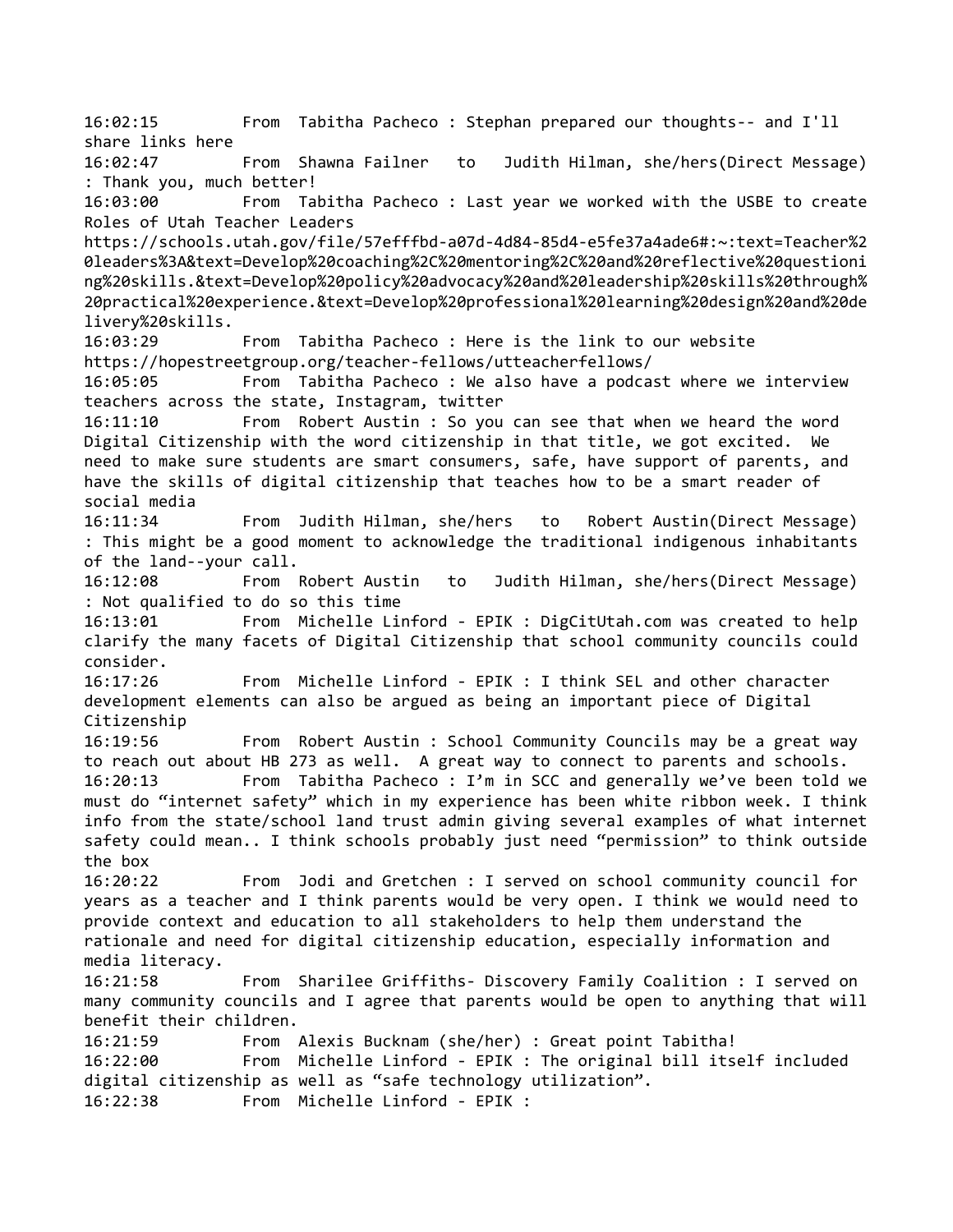16:02:15 From Tabitha Pacheco : Stephan prepared our thoughts-- and I'll share links here

16:02:47 From Shawna Failner to Judith Hilman, she/hers(Direct Message) : Thank you, much better!

16:03:00 From Tabitha Pacheco : Last year we worked with the USBE to create Roles of Utah Teacher Leaders https://schools.utah.gov/file/57efffbd-a07d-4d84-85d4-e5fe37a4ade6#:~:text=Teacher%20leaders%3A&text=Develop%20coaching%2C%20mentoring%2C%20and%20reflective%20questioning%20skills.&text=Develop%20policy%20advocacy%20and%20leadership%20skills%20through%20practical%20experience.&text=Develop%20professional%20learning%20design%20and%20delivery%20skills.

16:03:29 From Tabitha Pacheco : Here is the link to our website https://hopestreetgroup.org/teacher-fellows/utteacherfellows/

16:05:05 From Tabitha Pacheco : We also have a podcast where we interview teachers across the state, Instagram, twitter

16:11:10 From Robert Austin : So you can see that when we heard the word Digital Citizenship with the word citizenship in that title, we got excited. We need to make sure students are smart consumers, safe, have support of parents, and have the skills of digital citizenship that teaches how to be a smart reader of social media

16:11:34 From Judith Hilman, she/hers to Robert Austin(Direct Message) : This might be a good moment to acknowledge the traditional indigenous inhabitants of the land--your call.

16:12:08 From Robert Austin to Judith Hilman, she/hers(Direct Message) : Not qualified to do so this time

16:13:01 From Michelle Linford - EPIK : DigCitUtah.com was created to help clarify the many facets of Digital Citizenship that school community councils could consider.

16:17:26 From Michelle Linford - EPIK : I think SEL and other character development elements can also be argued as being an important piece of Digital Citizenship

16:19:56 From Robert Austin : School Community Councils may be a great way to reach out about HB 273 as well. A great way to connect to parents and schools.

16:20:13 From Tabitha Pacheco : I'm in SCC and generally we've been told we must do "internet safety" which in my experience has been white ribbon week. I think info from the state/school land trust admin giving several examples of what internet safety could mean.. I think schools probably just need "permission" to think outside the box

16:20:22 From Jodi and Gretchen : I served on school community council for years as a teacher and I think parents would be very open. I think we would need to provide context and education to all stakeholders to help them understand the rationale and need for digital citizenship education, especially information and media literacy.

16:21:58 From Sharilee Griffiths- Discovery Family Coalition : I served on many community councils and I agree that parents would be open to anything that will benefit their children.

16:21:59 From Alexis Bucknam (she/her) : Great point Tabitha!

16:22:00 From Michelle Linford - EPIK : The original bill itself included digital citizenship as well as "safe technology utilization".

16:22:38 From Michelle Linford - EPIK :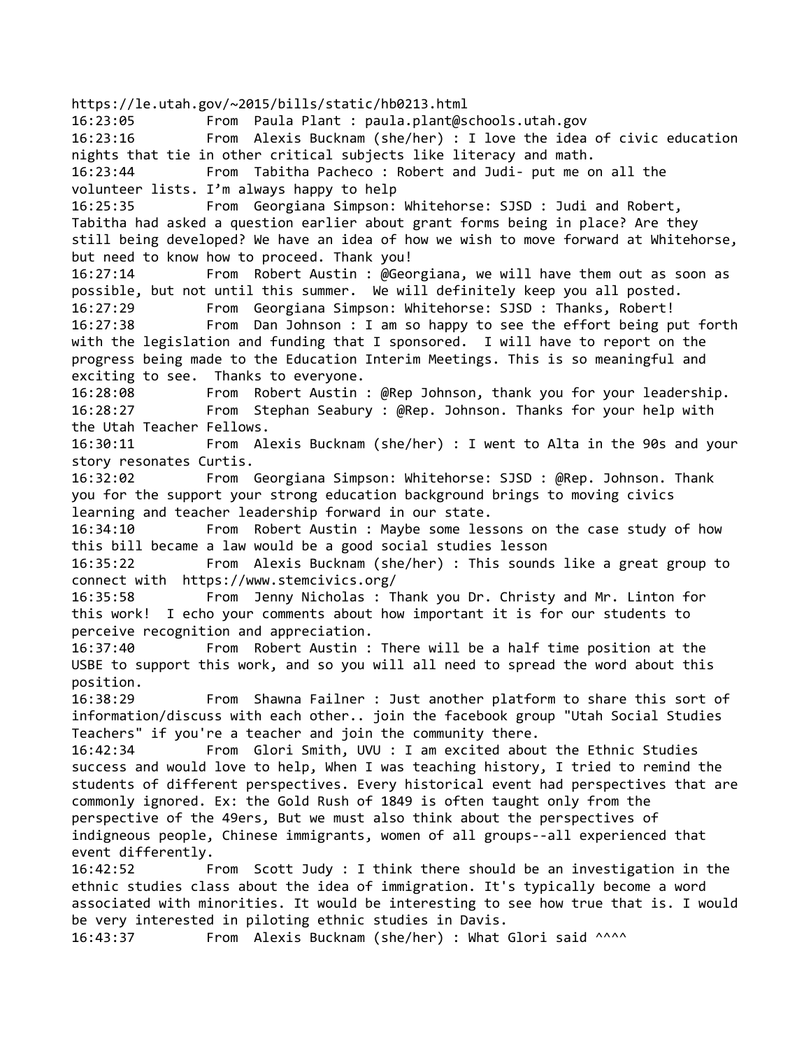https://le.utah.gov/~2015/bills/static/hb0213.html

16:23:05 From Paula Plant : paula.plant@schools.utah.gov

16:23:16 From Alexis Bucknam (she/her) : I love the idea of civic education nights that tie in other critical subjects like literacy and math.

16:23:44 From Tabitha Pacheco : Robert and Judi- put me on all the volunteer lists. I'm always happy to help

16:25:35 From Georgiana Simpson: Whitehorse: SJSD : Judi and Robert, Tabitha had asked a question earlier about grant forms being in place? Are they still being developed? We have an idea of how we wish to move forward at Whitehorse, but need to know how to proceed. Thank you!

16:27:14 From Robert Austin : @Georgiana, we will have them out as soon as possible, but not until this summer. We will definitely keep you all posted.

16:27:29 From Georgiana Simpson: Whitehorse: SJSD : Thanks, Robert!

16:27:38 From Dan Johnson : I am so happy to see the effort being put forth with the legislation and funding that I sponsored. I will have to report on the progress being made to the Education Interim Meetings. This is so meaningful and exciting to see. Thanks to everyone.

16:28:08 From Robert Austin : @Rep Johnson, thank you for your leadership.

16:28:27 From Stephan Seabury : @Rep. Johnson. Thanks for your help with the Utah Teacher Fellows.

16:30:11 From Alexis Bucknam (she/her) : I went to Alta in the 90s and your story resonates Curtis.

16:32:02 From Georgiana Simpson: Whitehorse: SJSD : @Rep. Johnson. Thank you for the support your strong education background brings to moving civics learning and teacher leadership forward in our state.

16:34:10 From Robert Austin : Maybe some lessons on the case study of how this bill became a law would be a good social studies lesson

16:35:22 From Alexis Bucknam (she/her) : This sounds like a great group to connect with https://www.stemcivics.org/

16:35:58 From Jenny Nicholas : Thank you Dr. Christy and Mr. Linton for this work! I echo your comments about how important it is for our students to perceive recognition and appreciation.

16:37:40 From Robert Austin : There will be a half time position at the USBE to support this work, and so you will all need to spread the word about this position.

16:38:29 From Shawna Failner : Just another platform to share this sort of information/discuss with each other.. join the facebook group "Utah Social Studies Teachers" if you're a teacher and join the community there.

16:42:34 From Glori Smith, UVU : I am excited about the Ethnic Studies success and would love to help, When I was teaching history, I tried to remind the students of different perspectives. Every historical event had perspectives that are commonly ignored. Ex: the Gold Rush of 1849 is often taught only from the perspective of the 49ers, But we must also think about the perspectives of indigneous people, Chinese immigrants, women of all groups--all experienced that event differently.

16:42:52 From Scott Judy : I think there should be an investigation in the ethnic studies class about the idea of immigration. It's typically become a word associated with minorities. It would be interesting to see how true that is. I would be very interested in piloting ethnic studies in Davis.

16:43:37 From Alexis Bucknam (she/her) : What Glori said ^^^^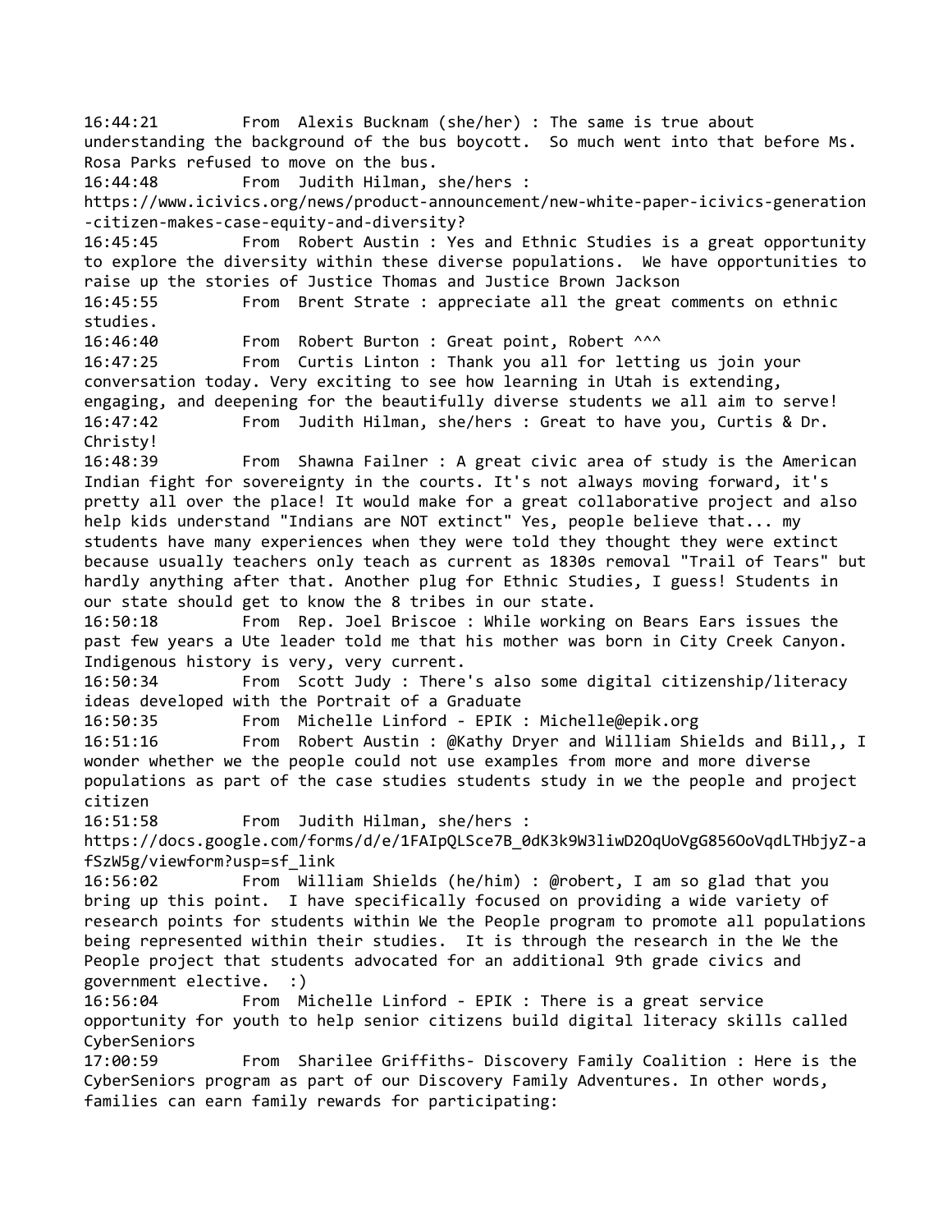16:44:21 From Alexis Bucknam (she/her) : The same is true about understanding the background of the bus boycott. So much went into that before Ms. Rosa Parks refused to move on the bus.

16:44:48 From Judith Hilman, she/hers : https://www.icivics.org/news/product-announcement/new-white-paper-icivics-generation-citizen-makes-case-equity-and-diversity?

16:45:45 From Robert Austin : Yes and Ethnic Studies is a great opportunity to explore the diversity within these diverse populations. We have opportunities to raise up the stories of Justice Thomas and Justice Brown Jackson

16:45:55 From Brent Strate : appreciate all the great comments on ethnic studies.

16:46:40 From Robert Burton : Great point, Robert ^^^

16:47:25 From Curtis Linton : Thank you all for letting us join your conversation today. Very exciting to see how learning in Utah is extending, engaging, and deepening for the beautifully diverse students we all aim to serve!

16:47:42 From Judith Hilman, she/hers : Great to have you, Curtis & Dr. Christy!

16:48:39 From Shawna Failner : A great civic area of study is the American Indian fight for sovereignty in the courts. It's not always moving forward, it's pretty all over the place! It would make for a great collaborative project and also help kids understand "Indians are NOT extinct" Yes, people believe that... my students have many experiences when they were told they thought they were extinct because usually teachers only teach as current as 1830s removal "Trail of Tears" but hardly anything after that. Another plug for Ethnic Studies, I guess! Students in our state should get to know the 8 tribes in our state.

16:50:18 From Rep. Joel Briscoe : While working on Bears Ears issues the past few years a Ute leader told me that his mother was born in City Creek Canyon. Indigenous history is very, very current.

16:50:34 From Scott Judy : There's also some digital citizenship/literacy ideas developed with the Portrait of a Graduate

16:50:35 From Michelle Linford - EPIK : Michelle@epik.org

16:51:16 From Robert Austin : @Kathy Dryer and William Shields and Bill,, I wonder whether we the people could not use examples from more and more diverse populations as part of the case studies students study in we the people and project citizen

16:51:58 From Judith Hilman, she/hers : https://docs.google.com/forms/d/e/1FAIpQLSce7B_0dK3k9W3liwD2OqUoVgG856OoVqdLTHbjyZ-afSzW5g/viewform?usp=sf_link

16:56:02 From William Shields (he/him) : @robert, I am so glad that you bring up this point. I have specifically focused on providing a wide variety of research points for students within We the People program to promote all populations being represented within their studies. It is through the research in the We the People project that students advocated for an additional 9th grade civics and government elective. :)

16:56:04 From Michelle Linford - EPIK : There is a great service opportunity for youth to help senior citizens build digital literacy skills called CyberSeniors

17:00:59 From Sharilee Griffiths- Discovery Family Coalition : Here is the CyberSeniors program as part of our Discovery Family Adventures. In other words, families can earn family rewards for participating: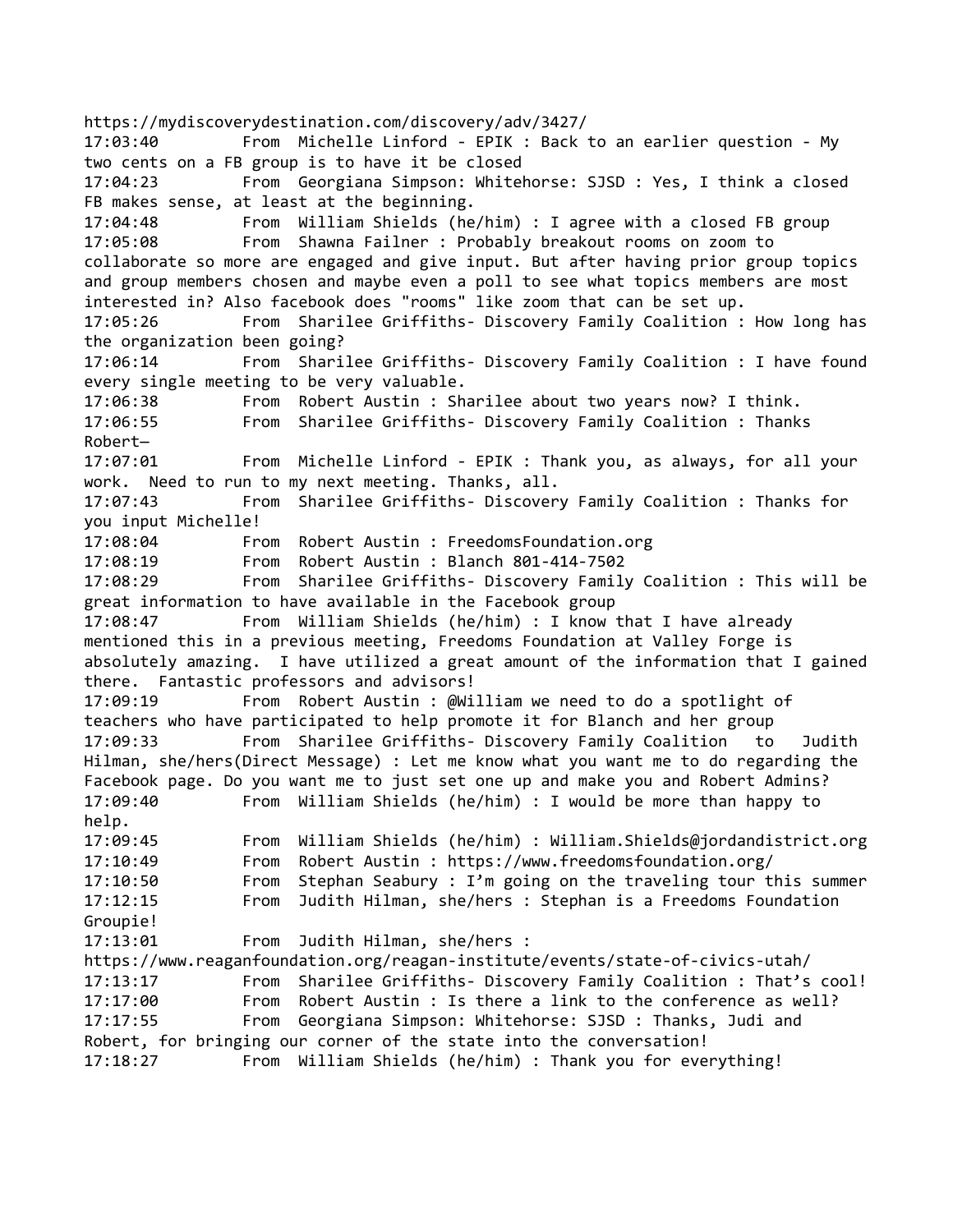https://mydiscoverydestination.com/discovery/adv/3427/

17:03:40 From Michelle Linford - EPIK : Back to an earlier question - My two cents on a FB group is to have it be closed

17:04:23 From Georgiana Simpson: Whitehorse: SJSD : Yes, I think a closed FB makes sense, at least at the beginning.

17:04:48 From William Shields (he/him) : I agree with a closed FB group

17:05:08 From Shawna Failner : Probably breakout rooms on zoom to collaborate so more are engaged and give input. But after having prior group topics and group members chosen and maybe even a poll to see what topics members are most interested in? Also facebook does "rooms" like zoom that can be set up.

17:05:26 From Sharilee Griffiths- Discovery Family Coalition : How long has the organization been going?

17:06:14 From Sharilee Griffiths- Discovery Family Coalition : I have found every single meeting to be very valuable.

17:06:38 From Robert Austin : Sharilee about two years now? I think.

17:06:55 From Sharilee Griffiths- Discovery Family Coalition : Thanks Robert—

17:07:01 From Michelle Linford - EPIK : Thank you, as always, for all your work. Need to run to my next meeting. Thanks, all.

17:07:43 From Sharilee Griffiths- Discovery Family Coalition : Thanks for you input Michelle!

17:08:04 From Robert Austin : FreedomsFoundation.org

17:08:19 From Robert Austin : Blanch 801-414-7502

17:08:29 From Sharilee Griffiths- Discovery Family Coalition : This will be great information to have available in the Facebook group

17:08:47 From William Shields (he/him) : I know that I have already mentioned this in a previous meeting, Freedoms Foundation at Valley Forge is absolutely amazing. I have utilized a great amount of the information that I gained there. Fantastic professors and advisors!

17:09:19 From Robert Austin : @William we need to do a spotlight of teachers who have participated to help promote it for Blanch and her group

17:09:33 From Sharilee Griffiths- Discovery Family Coalition to Judith Hilman, she/hers(Direct Message) : Let me know what you want me to do regarding the Facebook page. Do you want me to just set one up and make you and Robert Admins?

17:09:40 From William Shields (he/him) : I would be more than happy to help.

17:09:45 From William Shields (he/him) : William.Shields@jordandistrict.org

17:10:49 From Robert Austin : https://www.freedomsfoundation.org/

17:10:50 From Stephan Seabury : I'm going on the traveling tour this summer

17:12:15 From Judith Hilman, she/hers : Stephan is a Freedoms Foundation Groupie!

17:13:01 From Judith Hilman, she/hers : https://www.reaganfoundation.org/reagan-institute/events/state-of-civics-utah/

17:13:17 From Sharilee Griffiths- Discovery Family Coalition : That's cool!

17:17:00 From Robert Austin : Is there a link to the conference as well?

17:17:55 From Georgiana Simpson: Whitehorse: SJSD : Thanks, Judi and Robert, for bringing our corner of the state into the conversation!

17:18:27 From William Shields (he/him) : Thank you for everything!